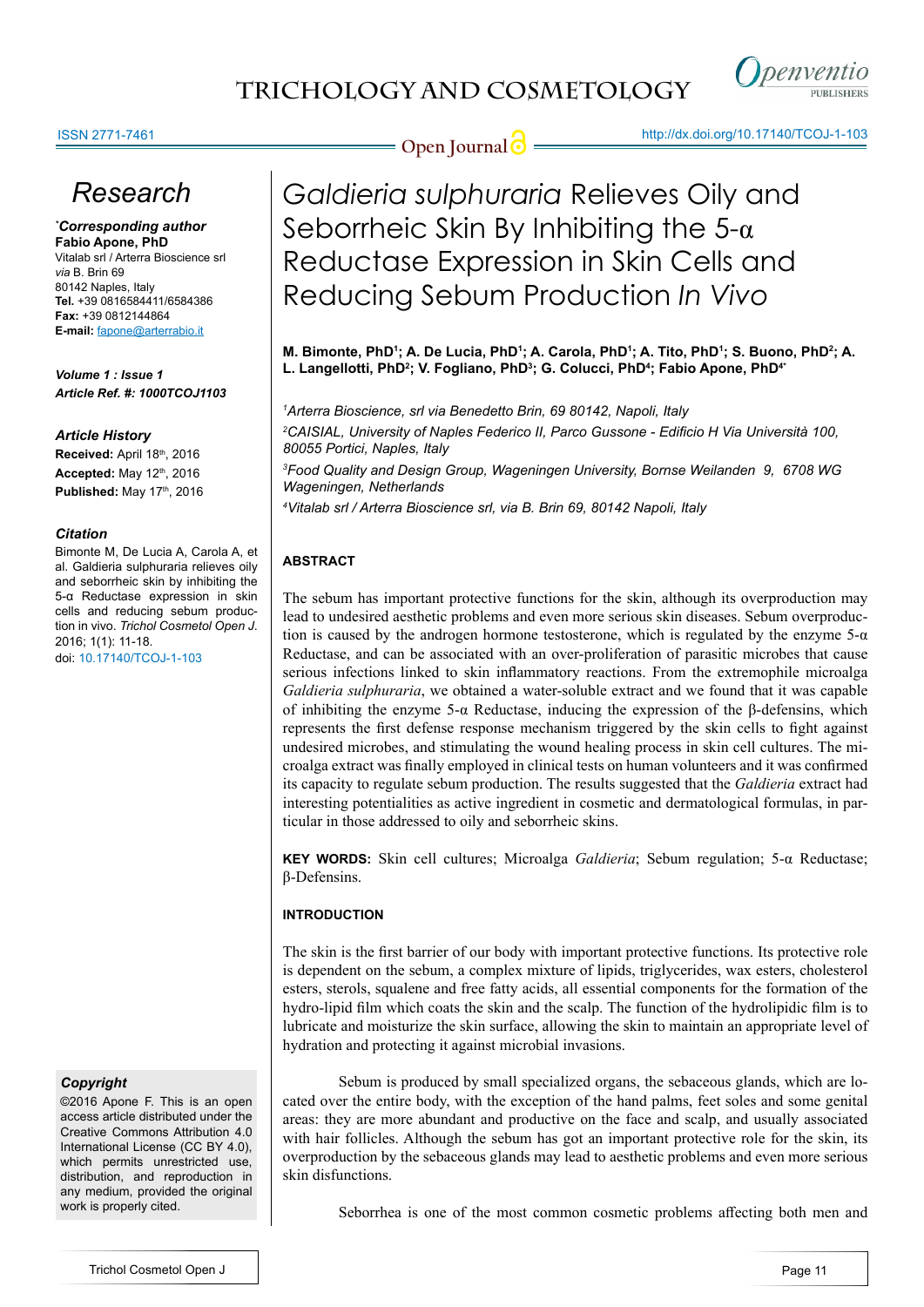ISSN 2771-7461

http://dx.doi.org/10.17140/TCOJ-1-103

## Research

*Corresponding author
**Fabio Apone, PhD**
Vitalab srl / Arterra Bioscience srl
*via* B. Brin 69
80142 Naples, Italy
**Tel.** +39 0816584411/6584386
**Fax:** +39 0812144864
**E-mail:** fapone@arterrabio.it

***Volume 1 : Issue 1***
***Article Ref. #: 1000TCOJ1103***

### *Article History*

**Received:** April 18th, 2016
**Accepted:** May 12th, 2016
**Published:** May 17th, 2016

### *Citation*

Bimonte M, De Lucia A, Carola A, et al. Galdieria sulphuraria relieves oily and seborrheic skin by inhibiting the 5-α Reductase expression in skin cells and reducing sebum production in vivo. *Trichol Cosmetol Open J*. 2016; 1(1): 11-18. doi: 10.17140/TCOJ-1-103

### *Copyright*

©2016 Apone F. This is an open access article distributed under the Creative Commons Attribution 4.0 International License (CC BY 4.0), which permits unrestricted use, distribution, and reproduction in any medium, provided the original work is properly cited.

# *Galdieria sulphuraria* Relieves Oily and Seborrheic Skin By Inhibiting the 5-α Reductase Expression in Skin Cells and Reducing Sebum Production *In Vivo*

**M. Bimonte, PhD[1]; A. De Lucia, PhD[1]; A. Carola, PhD[1]; A. Tito, PhD[1]; S. Buono, PhD[2]; A. L. Langellotti, PhD[2]; V. Fogliano, PhD[3]; G. Colucci, PhD[4]; Fabio Apone, PhD[4*]**

*[1]Arterra Bioscience, srl via Benedetto Brin, 69 80142, Napoli, Italy*
*[2]CAISIAL, University of Naples Federico II, Parco Gussone - Edificio H Via Università 100, 80055 Portici, Naples, Italy*
*[3]Food Quality and Design Group, Wageningen University, Bornse Weilanden 9, 6708 WG Wageningen, Netherlands*
*[4]Vitalab srl / Arterra Bioscience srl, via B. Brin 69, 80142 Napoli, Italy*

## ABSTRACT

The sebum has important protective functions for the skin, although its overproduction may lead to undesired aesthetic problems and even more serious skin diseases. Sebum overproduction is caused by the androgen hormone testosterone, which is regulated by the enzyme 5-α Reductase, and can be associated with an over-proliferation of parasitic microbes that cause serious infections linked to skin inflammatory reactions. From the extremophile microalga *Galdieria sulphuraria*, we obtained a water-soluble extract and we found that it was capable of inhibiting the enzyme 5-α Reductase, inducing the expression of the β-defensins, which represents the first defense response mechanism triggered by the skin cells to fight against undesired microbes, and stimulating the wound healing process in skin cell cultures. The microalga extract was finally employed in clinical tests on human volunteers and it was confirmed its capacity to regulate sebum production. The results suggested that the *Galdieria* extract had interesting potentialities as active ingredient in cosmetic and dermatological formulas, in particular in those addressed to oily and seborrheic skins.

**KEY WORDS:** Skin cell cultures; Microalga *Galdieria*; Sebum regulation; 5-α Reductase; β-Defensins.

## INTRODUCTION

The skin is the first barrier of our body with important protective functions. Its protective role is dependent on the sebum, a complex mixture of lipids, triglycerides, wax esters, cholesterol esters, sterols, squalene and free fatty acids, all essential components for the formation of the hydro-lipid film which coats the skin and the scalp. The function of the hydrolipidic film is to lubricate and moisturize the skin surface, allowing the skin to maintain an appropriate level of hydration and protecting it against microbial invasions.

Sebum is produced by small specialized organs, the sebaceous glands, which are located over the entire body, with the exception of the hand palms, feet soles and some genital areas: they are more abundant and productive on the face and scalp, and usually associated with hair follicles. Although the sebum has got an important protective role for the skin, its overproduction by the sebaceous glands may lead to aesthetic problems and even more serious skin disfunctions.

Seborrhea is one of the most common cosmetic problems affecting both men and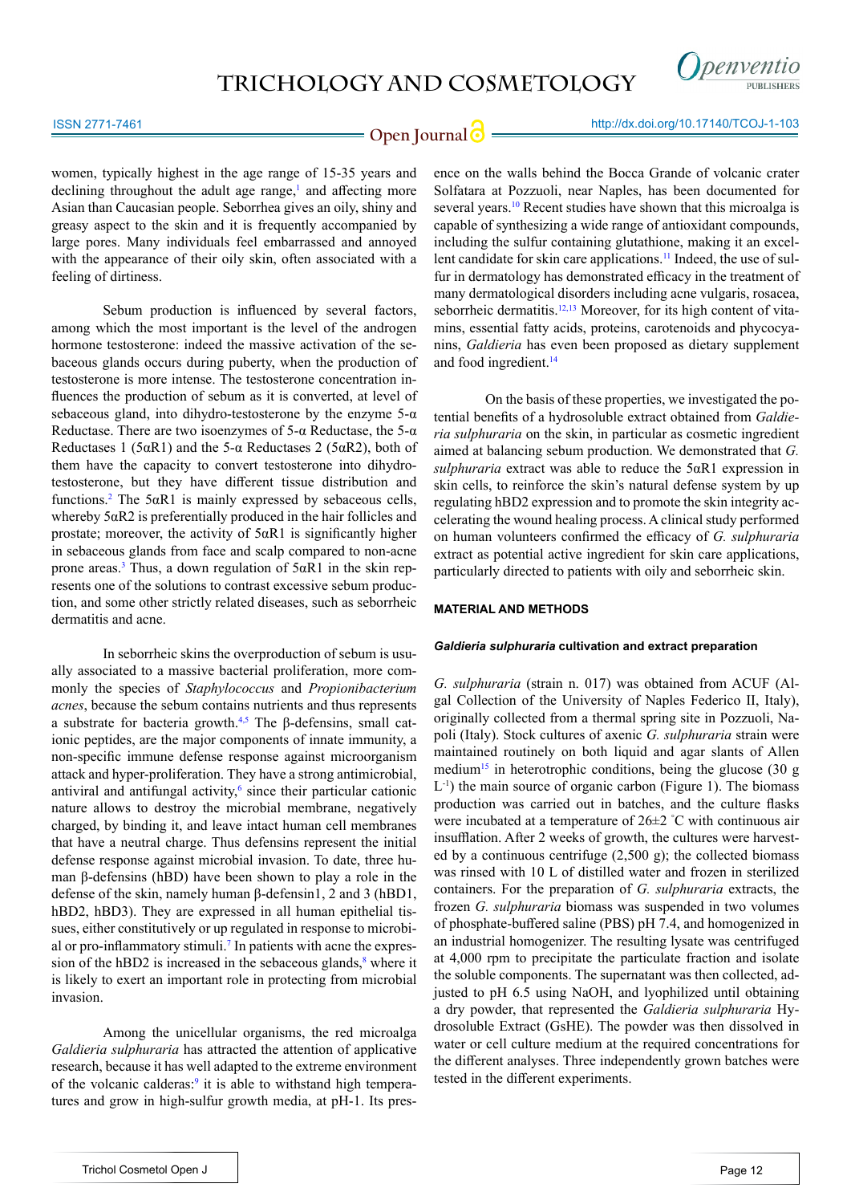women, typically highest in the age range of 15-35 years and declining throughout the adult age range,[1] and affecting more Asian than Caucasian people. Seborrhea gives an oily, shiny and greasy aspect to the skin and it is frequently accompanied by large pores. Many individuals feel embarrassed and annoyed with the appearance of their oily skin, often associated with a feeling of dirtiness.

Sebum production is influenced by several factors, among which the most important is the level of the androgen hormone testosterone: indeed the massive activation of the sebaceous glands occurs during puberty, when the production of testosterone is more intense. The testosterone concentration influences the production of sebum as it is converted, at level of sebaceous gland, into dihydro-testosterone by the enzyme 5-α Reductase. There are two isoenzymes of 5-α Reductase, the 5-α Reductases 1 (5αR1) and the 5-α Reductases 2 (5αR2), both of them have the capacity to convert testosterone into dihydrotestosterone, but they have different tissue distribution and functions.[2] The 5αR1 is mainly expressed by sebaceous cells, whereby 5αR2 is preferentially produced in the hair follicles and prostate; moreover, the activity of 5αR1 is significantly higher in sebaceous glands from face and scalp compared to non-acne prone areas.[3] Thus, a down regulation of 5αR1 in the skin represents one of the solutions to contrast excessive sebum production, and some other strictly related diseases, such as seborrheic dermatitis and acne.

In seborrheic skins the overproduction of sebum is usually associated to a massive bacterial proliferation, more commonly the species of *Staphylococcus* and *Propionibacterium acnes*, because the sebum contains nutrients and thus represents a substrate for bacteria growth.[4,5] The β-defensins, small cationic peptides, are the major components of innate immunity, a non-specific immune defense response against microorganism attack and hyper-proliferation. They have a strong antimicrobial, antiviral and antifungal activity,[6] since their particular cationic nature allows to destroy the microbial membrane, negatively charged, by binding it, and leave intact human cell membranes that have a neutral charge. Thus defensins represent the initial defense response against microbial invasion. To date, three human β-defensins (hBD) have been shown to play a role in the defense of the skin, namely human β-defensin1, 2 and 3 (hBD1, hBD2, hBD3). They are expressed in all human epithelial tissues, either constitutively or up regulated in response to microbial or pro-inflammatory stimuli.[7] In patients with acne the expression of the hBD2 is increased in the sebaceous glands,[8] where it is likely to exert an important role in protecting from microbial invasion.

Among the unicellular organisms, the red microalga *Galdieria sulphuraria* has attracted the attention of applicative research, because it has well adapted to the extreme environment of the volcanic calderas:[9] it is able to withstand high temperatures and grow in high-sulfur growth media, at pH-1. Its presence on the walls behind the Bocca Grande of volcanic crater Solfatara at Pozzuoli, near Naples, has been documented for several years.[10] Recent studies have shown that this microalga is capable of synthesizing a wide range of antioxidant compounds, including the sulfur containing glutathione, making it an excellent candidate for skin care applications.[11] Indeed, the use of sulfur in dermatology has demonstrated efficacy in the treatment of many dermatological disorders including acne vulgaris, rosacea, seborrheic dermatitis.[12,13] Moreover, for its high content of vitamins, essential fatty acids, proteins, carotenoids and phycocyanins, *Galdieria* has even been proposed as dietary supplement and food ingredient.[14]

On the basis of these properties, we investigated the potential benefits of a hydrosoluble extract obtained from *Galdieria sulphuraria* on the skin, in particular as cosmetic ingredient aimed at balancing sebum production. We demonstrated that *G. sulphuraria* extract was able to reduce the 5αR1 expression in skin cells, to reinforce the skin's natural defense system by up regulating hBD2 expression and to promote the skin integrity accelerating the wound healing process. A clinical study performed on human volunteers confirmed the efficacy of *G. sulphuraria* extract as potential active ingredient for skin care applications, particularly directed to patients with oily and seborrheic skin.

## MATERIAL AND METHODS

### *Galdieria sulphuraria* cultivation and extract preparation

*G. sulphuraria* (strain n. 017) was obtained from ACUF (Algal Collection of the University of Naples Federico II, Italy), originally collected from a thermal spring site in Pozzuoli, Napoli (Italy). Stock cultures of axenic *G. sulphuraria* strain were maintained routinely on both liquid and agar slants of Allen medium[15] in heterotrophic conditions, being the glucose (30 g $L^{-1}$) the main source of organic carbon (Figure 1). The biomass production was carried out in batches, and the culture flasks were incubated at a temperature of 26±2 °C with continuous air insufflation. After 2 weeks of growth, the cultures were harvested by a continuous centrifuge (2,500 g); the collected biomass was rinsed with 10 L of distilled water and frozen in sterilized containers. For the preparation of *G. sulphuraria* extracts, the frozen *G. sulphuraria* biomass was suspended in two volumes of phosphate-buffered saline (PBS) pH 7.4, and homogenized in an industrial homogenizer. The resulting lysate was centrifuged at 4,000 rpm to precipitate the particulate fraction and isolate the soluble components. The supernatant was then collected, adjusted to pH 6.5 using NaOH, and lyophilized until obtaining a dry powder, that represented the *Galdieria sulphuraria* Hydrosoluble Extract (GsHE). The powder was then dissolved in water or cell culture medium at the required concentrations for the different analyses. Three independently grown batches were tested in the different experiments.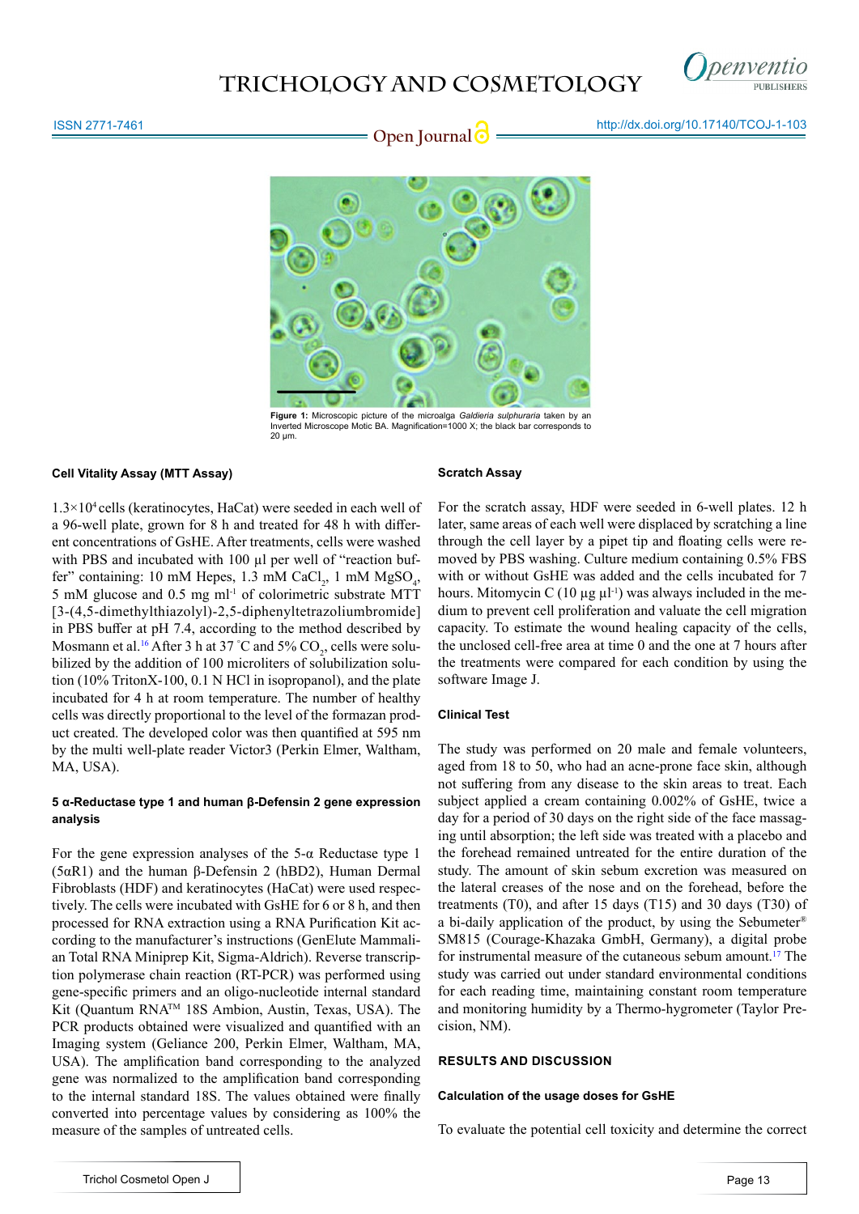Figure 1: Microscopic picture of the microalga *Galdieria sulphuraria* taken by an Inverted Microscope Motic BA. Magnification=1000 X; the black bar corresponds to 20 µm.

### Cell Vitality Assay (MTT Assay)

$1.3\times10^4$ cells (keratinocytes, HaCat) were seeded in each well of a 96-well plate, grown for 8 h and treated for 48 h with different concentrations of GsHE. After treatments, cells were washed with PBS and incubated with 100 µl per well of "reaction buffer" containing: 10 mM Hepes, 1.3 mM $CaCl_2$, 1 mM $MgSO_4$, 5 mM glucose and 0.5 mg $ml^{-1}$ of colorimetric substrate MTT [3-(4,5-dimethylthiazolyl)-2,5-diphenyltetrazoliumbromide] in PBS buffer at pH 7.4, according to the method described by Mosmann et al.[16] After 3 h at 37 °C and 5% $CO_2$, cells were solubilized by the addition of 100 microliters of solubilization solution (10% TritonX-100, 0.1 N HCl in isopropanol), and the plate incubated for 4 h at room temperature. The number of healthy cells was directly proportional to the level of the formazan product created. The developed color was then quantified at 595 nm by the multi well-plate reader Victor3 (Perkin Elmer, Waltham, MA, USA).

### 5 α-Reductase type 1 and human β-Defensin 2 gene expression analysis

For the gene expression analyses of the 5-α Reductase type 1 (5αR1) and the human β-Defensin 2 (hBD2), Human Dermal Fibroblasts (HDF) and keratinocytes (HaCat) were used respectively. The cells were incubated with GsHE for 6 or 8 h, and then processed for RNA extraction using a RNA Purification Kit according to the manufacturer's instructions (GenElute Mammalian Total RNA Miniprep Kit, Sigma-Aldrich). Reverse transcription polymerase chain reaction (RT-PCR) was performed using gene-specific primers and an oligo-nucleotide internal standard Kit (Quantum RNA™ 18S Ambion, Austin, Texas, USA). The PCR products obtained were visualized and quantified with an Imaging system (Geliance 200, Perkin Elmer, Waltham, MA, USA). The amplification band corresponding to the analyzed gene was normalized to the amplification band corresponding to the internal standard 18S. The values obtained were finally converted into percentage values by considering as 100% the measure of the samples of untreated cells.

### Scratch Assay

For the scratch assay, HDF were seeded in 6-well plates. 12 h later, same areas of each well were displaced by scratching a line through the cell layer by a pipet tip and floating cells were removed by PBS washing. Culture medium containing 0.5% FBS with or without GsHE was added and the cells incubated for 7 hours. Mitomycin C (10 µg $\mu l^{-1}$) was always included in the medium to prevent cell proliferation and valuate the cell migration capacity. To estimate the wound healing capacity of the cells, the unclosed cell-free area at time 0 and the one at 7 hours after the treatments were compared for each condition by using the software Image J.

### Clinical Test

The study was performed on 20 male and female volunteers, aged from 18 to 50, who had an acne-prone face skin, although not suffering from any disease to the skin areas to treat. Each subject applied a cream containing 0.002% of GsHE, twice a day for a period of 30 days on the right side of the face massaging until absorption; the left side was treated with a placebo and the forehead remained untreated for the entire duration of the study. The amount of skin sebum excretion was measured on the lateral creases of the nose and on the forehead, before the treatments (T0), and after 15 days (T15) and 30 days (T30) of a bi-daily application of the product, by using the Sebumeter® SM815 (Courage-Khazaka GmbH, Germany), a digital probe for instrumental measure of the cutaneous sebum amount.[17] The study was carried out under standard environmental conditions for each reading time, maintaining constant room temperature and monitoring humidity by a Thermo-hygrometer (Taylor Precision, NM).

## RESULTS AND DISCUSSION

### Calculation of the usage doses for GsHE

To evaluate the potential cell toxicity and determine the correct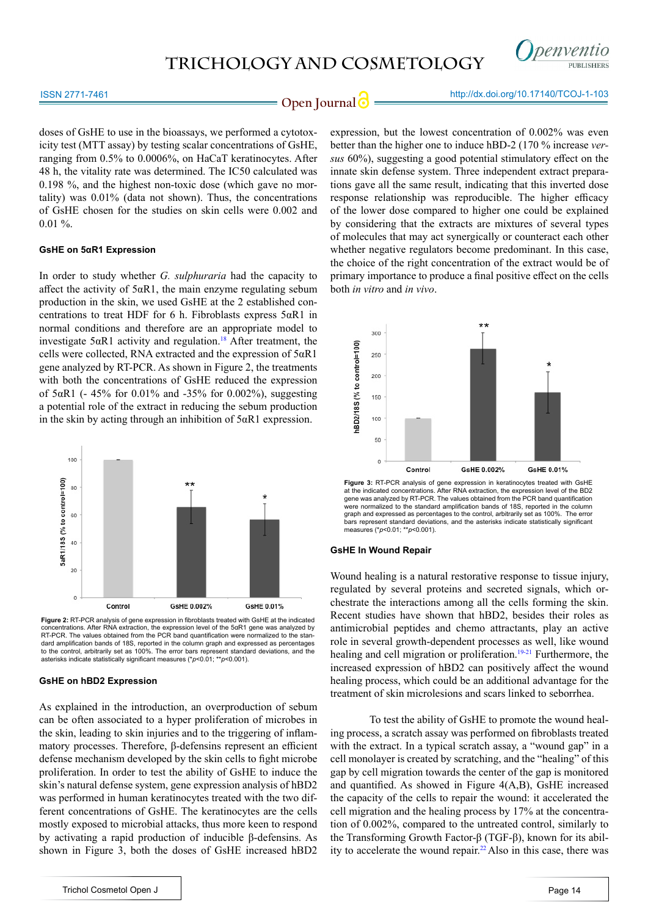doses of GsHE to use in the bioassays, we performed a cytotoxicity test (MTT assay) by testing scalar concentrations of GsHE, ranging from 0.5% to 0.0006%, on HaCaT keratinocytes. After 48 h, the vitality rate was determined. The IC50 calculated was 0.198 %, and the highest non-toxic dose (which gave no mortality) was 0.01% (data not shown). Thus, the concentrations of GsHE chosen for the studies on skin cells were 0.002 and 0.01 %.

### GsHE on 5αR1 Expression

In order to study whether *G. sulphuraria* had the capacity to affect the activity of 5αR1, the main enzyme regulating sebum production in the skin, we used GsHE at the 2 established concentrations to treat HDF for 6 h. Fibroblasts express 5αR1 in normal conditions and therefore are an appropriate model to investigate 5αR1 activity and regulation.[18] After treatment, the cells were collected, RNA extracted and the expression of 5αR1 gene analyzed by RT-PCR. As shown in Figure 2, the treatments with both the concentrations of GsHE reduced the expression of 5αR1 (- 45% for 0.01% and -35% for 0.002%), suggesting a potential role of the extract in reducing the sebum production in the skin by acting through an inhibition of 5αR1 expression.

**Figure 2:** RT-PCR analysis of gene expression in fibroblasts treated with GsHE at the indicated concentrations. After RNA extraction, the expression level of the 5αR1 gene was analyzed by RT-PCR. The values obtained from the PCR band quantification were normalized to the standard amplification bands of 18S, reported in the column graph and expressed as percentages to the control, arbitrarily set as 100%. The error bars represent standard deviations, and the asterisks indicate statistically significant measures (\**p*<0.01; \*\**p*<0.001).

### GsHE on hBD2 Expression

As explained in the introduction, an overproduction of sebum can be often associated to a hyper proliferation of microbes in the skin, leading to skin injuries and to the triggering of inflammatory processes. Therefore, β-defensins represent an efficient defense mechanism developed by the skin cells to fight microbe proliferation. In order to test the ability of GsHE to induce the skin's natural defense system, gene expression analysis of hBD2 was performed in human keratinocytes treated with the two different concentrations of GsHE. The keratinocytes are the cells mostly exposed to microbial attacks, thus more keen to respond by activating a rapid production of inducible β-defensins. As shown in Figure 3, both the doses of GsHE increased hBD2 expression, but the lowest concentration of 0.002% was even better than the higher one to induce hBD-2 (170 % increase *versus* 60%), suggesting a good potential stimulatory effect on the innate skin defense system. Three independent extract preparations gave all the same result, indicating that this inverted dose response relationship was reproducible. The higher efficacy of the lower dose compared to higher one could be explained by considering that the extracts are mixtures of several types of molecules that may act synergically or counteract each other whether negative regulators become predominant. In this case, the choice of the right concentration of the extract would be of primary importance to produce a final positive effect on the cells both *in vitro* and *in vivo*.

**Figure 3:** RT-PCR analysis of gene expression in keratinocytes treated with GsHE at the indicated concentrations. After RNA extraction, the expression level of the BD2 gene was analyzed by RT-PCR. The values obtained from the PCR band quantification were normalized to the standard amplification bands of 18S, reported in the column graph and expressed as percentages to the control, arbitrarily set as 100%. The error bars represent standard deviations, and the asterisks indicate statistically significant measures (\**p*<0.01; \*\**p*<0.001).

### GsHE In Wound Repair

Wound healing is a natural restorative response to tissue injury, regulated by several proteins and secreted signals, which orchestrate the interactions among all the cells forming the skin. Recent studies have shown that hBD2, besides their roles as antimicrobial peptides and chemo attractants, play an active role in several growth-dependent processes as well, like wound healing and cell migration or proliferation.[19-21] Furthermore, the increased expression of hBD2 can positively affect the wound healing process, which could be an additional advantage for the treatment of skin microlesions and scars linked to seborrhea.

To test the ability of GsHE to promote the wound healing process, a scratch assay was performed on fibroblasts treated with the extract. In a typical scratch assay, a "wound gap" in a cell monolayer is created by scratching, and the "healing" of this gap by cell migration towards the center of the gap is monitored and quantified. As showed in Figure 4(A,B), GsHE increased the capacity of the cells to repair the wound: it accelerated the cell migration and the healing process by 17% at the concentration of 0.002%, compared to the untreated control, similarly to the Transforming Growth Factor-β (TGF-β), known for its ability to accelerate the wound repair.[22] Also in this case, there was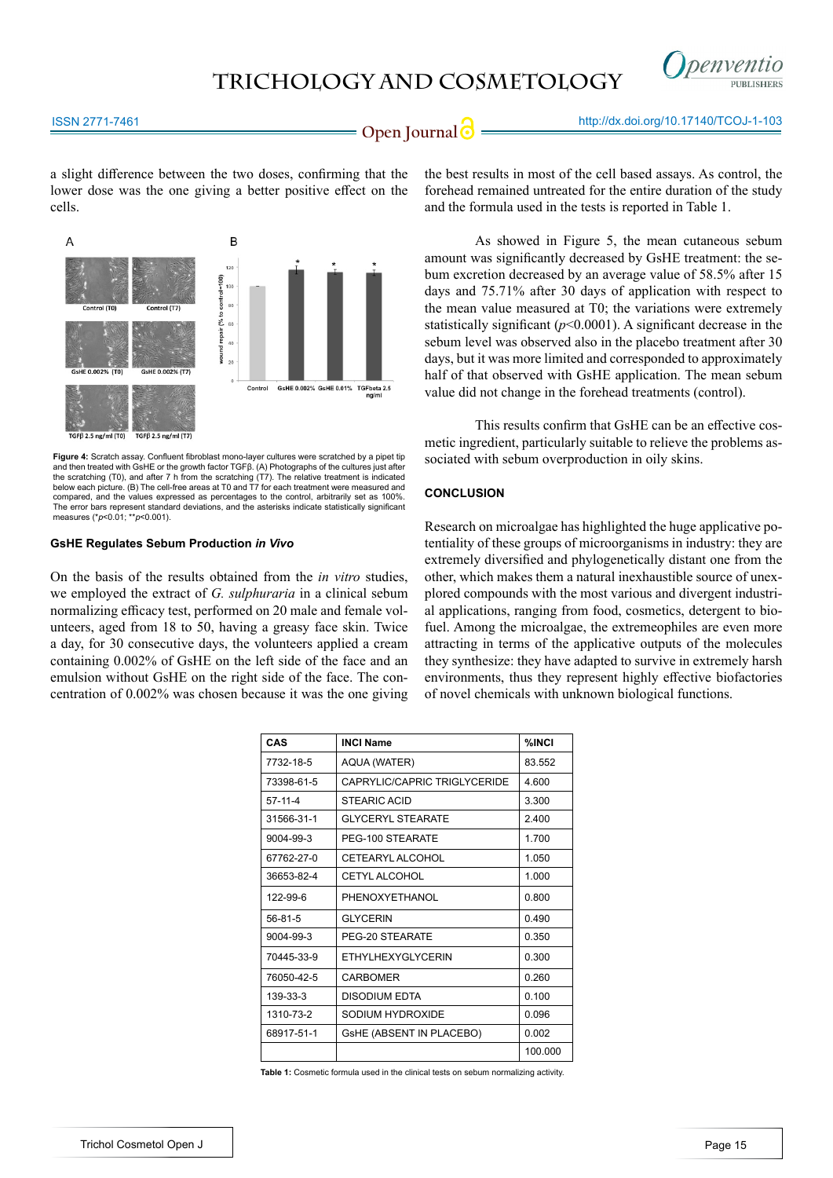a slight difference between the two doses, confirming that the lower dose was the one giving a better positive effect on the cells.

**Figure 4:** Scratch assay. Confluent fibroblast mono-layer cultures were scratched by a pipet tip and then treated with GsHE or the growth factor TGFβ. (A) Photographs of the cultures just after the scratching (T0), and after 7 h from the scratching (T7). The relative treatment is indicated below each picture. (B) The cell-free areas at T0 and T7 for each treatment were measured and compared, and the values expressed as percentages to the control, arbitrarily set as 100%. The error bars represent standard deviations, and the asterisks indicate statistically significant measures (* $p$<0.01; ** $p$<0.001).

## GsHE Regulates Sebum Production *in Vivo*

On the basis of the results obtained from the *in vitro* studies, we employed the extract of *G. sulphuraria* in a clinical sebum normalizing efficacy test, performed on 20 male and female volunteers, aged from 18 to 50, having a greasy face skin. Twice a day, for 30 consecutive days, the volunteers applied a cream containing 0.002% of GsHE on the left side of the face and an emulsion without GsHE on the right side of the face. The concentration of 0.002% was chosen because it was the one giving the best results in most of the cell based assays. As control, the forehead remained untreated for the entire duration of the study and the formula used in the tests is reported in Table 1.

As showed in Figure 5, the mean cutaneous sebum amount was significantly decreased by GsHE treatment: the sebum excretion decreased by an average value of 58.5% after 15 days and 75.71% after 30 days of application with respect to the mean value measured at T0; the variations were extremely statistically significant ($p$<0.0001). A significant decrease in the sebum level was observed also in the placebo treatment after 30 days, but it was more limited and corresponded to approximately half of that observed with GsHE application. The mean sebum value did not change in the forehead treatments (control).

This results confirm that GsHE can be an effective cosmetic ingredient, particularly suitable to relieve the problems associated with sebum overproduction in oily skins.

## CONCLUSION

Research on microalgae has highlighted the huge applicative potentiality of these groups of microorganisms in industry: they are extremely diversified and phylogenetically distant one from the other, which makes them a natural inexhaustible source of unexplored compounds with the most various and divergent industrial applications, ranging from food, cosmetics, detergent to biofuel. Among the microalgae, the extremeophiles are even more attracting in terms of the applicative outputs of the molecules they synthesize: they have adapted to survive in extremely harsh environments, thus they represent highly effective biofactories of novel chemicals with unknown biological functions.

| CAS | INCI Name | %INCI |
|---|---|---|
| 7732-18-5 | AQUA (WATER) | 83.552 |
| 73398-61-5 | CAPRYLIC/CAPRIC TRIGLYCERIDE | 4.600 |
| 57-11-4 | STEARIC ACID | 3.300 |
| 31566-31-1 | GLYCERYL STEARATE | 2.400 |
| 9004-99-3 | PEG-100 STEARATE | 1.700 |
| 67762-27-0 | CETEARYL ALCOHOL | 1.050 |
| 36653-82-4 | CETYL ALCOHOL | 1.000 |
| 122-99-6 | PHENOXYETHANOL | 0.800 |
| 56-81-5 | GLYCERIN | 0.490 |
| 9004-99-3 | PEG-20 STEARATE | 0.350 |
| 70445-33-9 | ETHYLHEXYLGLYCERIN | 0.300 |
| 76050-42-5 | CARBOMER | 0.260 |
| 139-33-3 | DISODIUM EDTA | 0.100 |
| 1310-73-2 | SODIUM HYDROXIDE | 0.096 |
| 68917-51-1 | GsHE (ABSENT IN PLACEBO) | 0.002 |
| | | 100.000 |

**Table 1:** Cosmetic formula used in the clinical tests on sebum normalizing activity.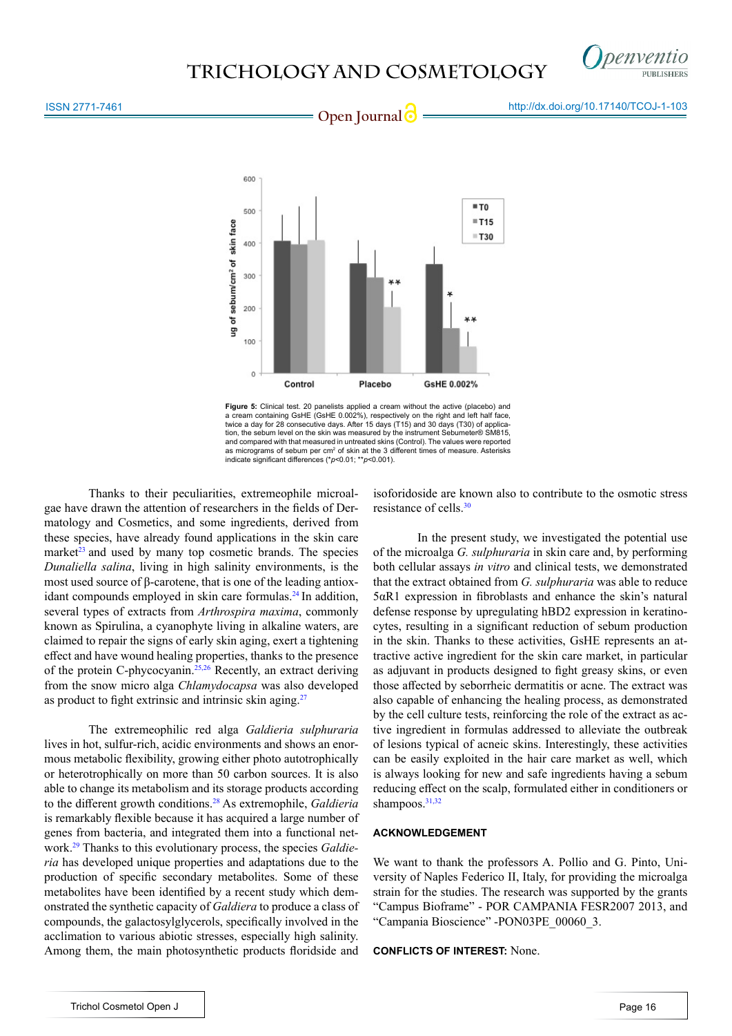Figure 5: Clinical test. 20 panelists applied a cream without the active (placebo) and a cream containing GsHE (GsHE 0.002%), respectively on the right and left half face, twice a day for 28 consecutive days. After 15 days (T15) and 30 days (T30) of application, the sebum level on the skin was measured by the instrument Sebumeter® SM815, and compared with that measured in untreated skins (Control). The values were reported as micrograms of sebum per $cm^2$ of skin at the 3 different times of measure. Asterisks indicate significant differences (*$p$<0.01; **$p$<0.001).

Thanks to their peculiarities, extremeophile microalgae have drawn the attention of researchers in the fields of Dermatology and Cosmetics, and some ingredients, derived from these species, have already found applications in the skin care market[23] and used by many top cosmetic brands. The species *Dunaliella salina*, living in high salinity environments, is the most used source of β-carotene, that is one of the leading antioxidant compounds employed in skin care formulas.[24] In addition, several types of extracts from *Arthrospira maxima*, commonly known as Spirulina, a cyanophyte living in alkaline waters, are claimed to repair the signs of early skin aging, exert a tightening effect and have wound healing properties, thanks to the presence of the protein C-phycocyanin.[25,26] Recently, an extract deriving from the snow micro alga *Chlamydocapsa* was also developed as product to fight extrinsic and intrinsic skin aging.[27]

The extremeophilic red alga *Galdieria sulphuraria* lives in hot, sulfur-rich, acidic environments and shows an enormous metabolic flexibility, growing either photo autotrophically or heterotrophically on more than 50 carbon sources. It is also able to change its metabolism and its storage products according to the different growth conditions.[28] As extremophile, *Galdieria* is remarkably flexible because it has acquired a large number of genes from bacteria, and integrated them into a functional network.[29] Thanks to this evolutionary process, the species *Galdieria* has developed unique properties and adaptations due to the production of specific secondary metabolites. Some of these metabolites have been identified by a recent study which demonstrated the synthetic capacity of *Galdiera* to produce a class of compounds, the galactosylglycerols, specifically involved in the acclimation to various abiotic stresses, especially high salinity. Among them, the main photosynthetic products floridside and isoforidoside are known also to contribute to the osmotic stress resistance of cells.[30]

In the present study, we investigated the potential use of the microalga *G. sulphuraria* in skin care and, by performing both cellular assays *in vitro* and clinical tests, we demonstrated that the extract obtained from *G. sulphuraria* was able to reduce 5αR1 expression in fibroblasts and enhance the skin's natural defense response by upregulating hBD2 expression in keratinocytes, resulting in a significant reduction of sebum production in the skin. Thanks to these activities, GsHE represents an attractive active ingredient for the skin care market, in particular as adjuvant in products designed to fight greasy skins, or even those affected by seborrheic dermatitis or acne. The extract was also capable of enhancing the healing process, as demonstrated by the cell culture tests, reinforcing the role of the extract as active ingredient in formulas addressed to alleviate the outbreak of lesions typical of acneic skins. Interestingly, these activities can be easily exploited in the hair care market as well, which is always looking for new and safe ingredients having a sebum reducing effect on the scalp, formulated either in conditioners or shampoos.[31,32]

## ACKNOWLEDGEMENT

We want to thank the professors A. Pollio and G. Pinto, University of Naples Federico II, Italy, for providing the microalga strain for the studies. The research was supported by the grants "Campus Bioframe" - POR CAMPANIA FESR2007 2013, and "Campania Bioscience" -PON03PE_00060_3.

**CONFLICTS OF INTEREST:** None.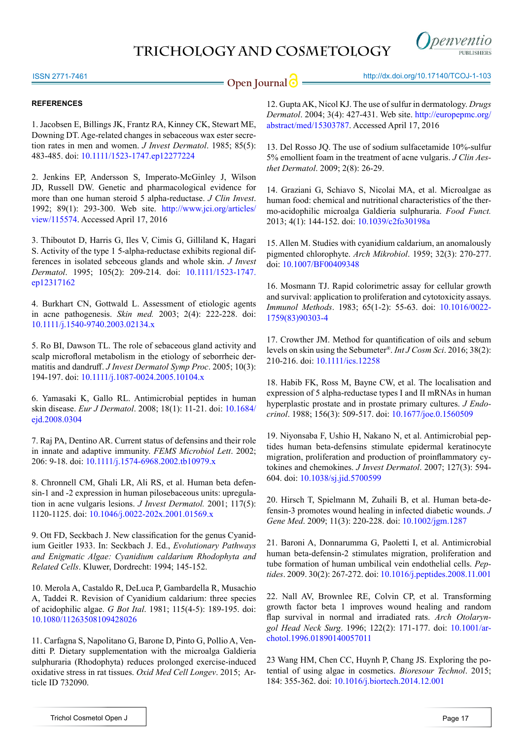**REFERENCES**

1. Jacobsen E, Billings JK, Frantz RA, Kinney CK, Stewart ME, Downing DT. Age-related changes in sebaceous wax ester secretion rates in men and women. *J Invest Dermatol*. 1985; 85(5): 483-485. doi: 10.1111/1523-1747.ep12277224

2. Jenkins EP, Andersson S, Imperato-McGinley J, Wilson JD, Russell DW. Genetic and pharmacological evidence for more than one human steroid 5 alpha-reductase. *J Clin Invest*. 1992; 89(1): 293-300. Web site. http://www.jci.org/articles/view/115574. Accessed April 17, 2016

3. Thiboutot D, Harris G, Iles V, Cimis G, Gilliland K, Hagari S. Activity of the type 1 5-alpha-reductase exhibits regional differences in isolated sebceous glands and whole skin. *J Invest Dermatol*. 1995; 105(2): 209-214. doi: 10.1111/1523-1747.ep12317162

4. Burkhart CN, Gottwald L. Assessment of etiologic agents in acne pathogenesis. *Skin med.* 2003; 2(4): 222-228. doi: 10.1111/j.1540-9740.2003.02134.x

5. Ro BI, Dawson TL. The role of sebaceous gland activity and scalp microfloral metabolism in the etiology of seborrheic dermatitis and dandruff. *J Invest Dermatol Symp Proc*. 2005; 10(3): 194-197. doi: 10.1111/j.1087-0024.2005.10104.x

6. Yamasaki K, Gallo RL. Antimicrobial peptides in human skin disease. *Eur J Dermatol*. 2008; 18(1): 11-21. doi: 10.1684/ejd.2008.0304

7. Raj PA, Dentino AR. Current status of defensins and their role in innate and adaptive immunity. *FEMS Microbiol Lett*. 2002; 206: 9-18. doi: 10.1111/j.1574-6968.2002.tb10979.x

8. Chronnell CM, Ghali LR, Ali RS, et al. Human beta defensin-1 and -2 expression in human pilosebaceous units: upregulation in acne vulgaris lesions. *J Invest Dermatol.* 2001; 117(5): 1120-1125. doi: 10.1046/j.0022-202x.2001.01569.x

9. Ott FD, Seckbach J. New classification for the genus Cyanidium Geitler 1933. In: Seckbach J. Ed., *Evolutionary Pathways and Enigmatic Algae: Cyanidium caldarium Rhodophyta and Related Cells*. Kluwer, Dordrecht: 1994; 145-152.

10. Merola A, Castaldo R, DeLuca P, Gambardella R, Musachio A, Taddei R. Revision of Cyanidium caldarium: three species of acidophilic algae. *G Bot Ital*. 1981; 115(4-5): 189-195. doi: 10.1080/11263508109428026

11. Carfagna S, Napolitano G, Barone D, Pinto G, Pollio A, Venditti P. Dietary supplementation with the microalga Galdieria sulphuraria (Rhodophyta) reduces prolonged exercise-induced oxidative stress in rat tissues. *Oxid Med Cell Longev*. 2015; Article ID 732090.

12. Gupta AK, Nicol KJ. The use of sulfur in dermatology. *Drugs Dermatol*. 2004; 3(4): 427-431. Web site. http://europepmc.org/abstract/med/15303787. Accessed April 17, 2016

13. Del Rosso JQ. The use of sodium sulfacetamide 10%-sulfur 5% emollient foam in the treatment of acne vulgaris. *J Clin Aesthet Dermatol*. 2009; 2(8): 26-29.

14. Graziani G, Schiavo S, Nicolai MA, et al. Microalgae as human food: chemical and nutritional characteristics of the thermo-acidophilic microalga Galdieria sulphuraria. *Food Funct.* 2013; 4(1): 144-152. doi: 10.1039/c2fo30198a

15. Allen M. Studies with cyanidium caldarium, an anomalously pigmented chlorophyte. *Arch Mikrobiol*. 1959; 32(3): 270-277. doi: 10.1007/BF00409348

16. Mosmann TJ. Rapid colorimetric assay for cellular growth and survival: application to proliferation and cytotoxicity assays. *Immunol Methods*. 1983; 65(1-2): 55-63. doi: 10.1016/0022-1759(83)90303-4

17. Crowther JM. Method for quantification of oils and sebum levels on skin using the Sebumeter®. *Int J Cosm Sci*. 2016; 38(2): 210-216. doi: 10.1111/ics.12258

18. Habib FK, Ross M, Bayne CW, et al. The localisation and expression of 5 alpha-reductase types I and II mRNAs in human hyperplastic prostate and in prostate primary cultures. *J Endocrinol*. 1988; 156(3): 509-517. doi: 10.1677/joe.0.1560509

19. Niyonsaba F, Ushio H, Nakano N, et al. Antimicrobial peptides human beta-defensins stimulate epidermal keratinocyte migration, proliferation and production of proinflammatory cytokines and chemokines. *J Invest Dermatol*. 2007; 127(3): 594-604. doi: 10.1038/sj.jid.5700599

20. Hirsch T, Spielmann M, Zuhaili B, et al. Human beta-defensin-3 promotes wound healing in infected diabetic wounds. *J Gene Med*. 2009; 11(3): 220-228. doi: 10.1002/jgm.1287

21. Baroni A, Donnarumma G, Paoletti I, et al. Antimicrobial human beta-defensin-2 stimulates migration, proliferation and tube formation of human umbilical vein endothelial cells. *Peptides*. 2009. 30(2): 267-272. doi: 10.1016/j.peptides.2008.11.001

22. Nall AV, Brownlee RE, Colvin CP, et al. Transforming growth factor beta 1 improves wound healing and random flap survival in normal and irradiated rats. *Arch Otolaryngol Head Neck Surg*. 1996; 122(2): 171-177. doi: 10.1001/archotol.1996.01890140057011

23 Wang HM, Chen CC, Huynh P, Chang JS. Exploring the potential of using algae in cosmetics. *Bioresour Technol*. 2015; 184: 355-362. doi: 10.1016/j.biortech.2014.12.001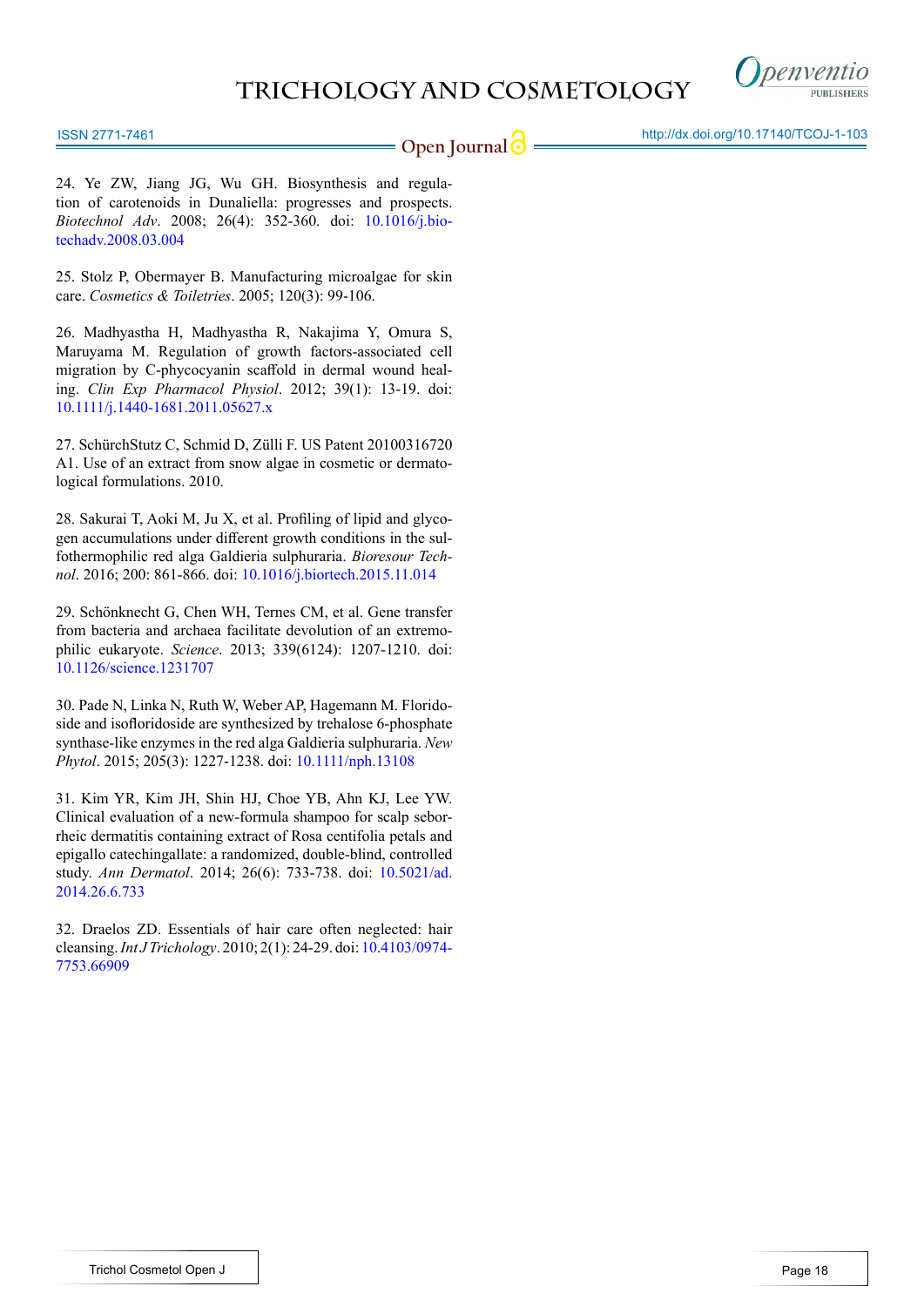24. Ye ZW, Jiang JG, Wu GH. Biosynthesis and regulation of carotenoids in Dunaliella: progresses and prospects. *Biotechnol Adv*. 2008; 26(4): 352-360. doi: 10.1016/j.biotechadv.2008.03.004

25. Stolz P, Obermayer B. Manufacturing microalgae for skin care. *Cosmetics & Toiletries*. 2005; 120(3): 99-106.

26. Madhyastha H, Madhyastha R, Nakajima Y, Omura S, Maruyama M. Regulation of growth factors-associated cell migration by C-phycocyanin scaffold in dermal wound healing. *Clin Exp Pharmacol Physiol*. 2012; 39(1): 13-19. doi: 10.1111/j.1440-1681.2011.05627.x

27. SchürchStutz C, Schmid D, Zülli F. US Patent 20100316720 A1. Use of an extract from snow algae in cosmetic or dermatological formulations. 2010.

28. Sakurai T, Aoki M, Ju X, et al. Profiling of lipid and glycogen accumulations under different growth conditions in the sulfothermophilic red alga Galdieria sulphuraria. *Bioresour Technol*. 2016; 200: 861-866. doi: 10.1016/j.biortech.2015.11.014

29. Schönknecht G, Chen WH, Ternes CM, et al. Gene transfer from bacteria and archaea facilitate devolution of an extremophilic eukaryote. *Science*. 2013; 339(6124): 1207-1210. doi: 10.1126/science.1231707

30. Pade N, Linka N, Ruth W, Weber AP, Hagemann M. Floridoside and isofloridoside are synthesized by trehalose 6-phosphate synthase-like enzymes in the red alga Galdieria sulphuraria. *New Phytol*. 2015; 205(3): 1227-1238. doi: 10.1111/nph.13108

31. Kim YR, Kim JH, Shin HJ, Choe YB, Ahn KJ, Lee YW. Clinical evaluation of a new-formula shampoo for scalp seborrheic dermatitis containing extract of Rosa centifolia petals and epigallo catechingallate: a randomized, double-blind, controlled study. *Ann Dermatol*. 2014; 26(6): 733-738. doi: 10.5021/ad.2014.26.6.733

32. Draelos ZD. Essentials of hair care often neglected: hair cleansing. *Int J Trichology*. 2010; 2(1): 24-29. doi: 10.4103/0974-7753.66909